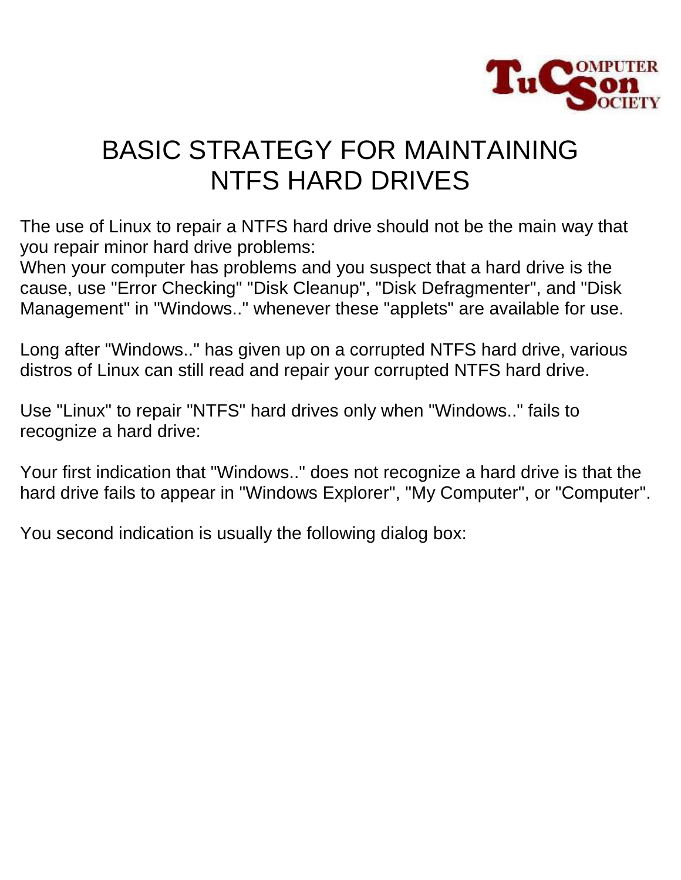# BASIC STRATEGY FOR MAINTAINING NTFS HARD DRIVES

The use of Linux to repair a NTFS hard drive should not be the main way that you repair minor hard drive problems:
When your computer has problems and you suspect that a hard drive is the cause, use "Error Checking" "Disk Cleanup", "Disk Defragmenter", and "Disk Management" in "Windows.." whenever these "applets" are available for use.

Long after "Windows.." has given up on a corrupted NTFS hard drive, various distros of Linux can still read and repair your corrupted NTFS hard drive.

Use "Linux" to repair "NTFS" hard drives only when "Windows.." fails to recognize a hard drive:

Your first indication that "Windows.." does not recognize a hard drive is that the hard drive fails to appear in "Windows Explorer", "My Computer", or "Computer".

You second indication is usually the following dialog box: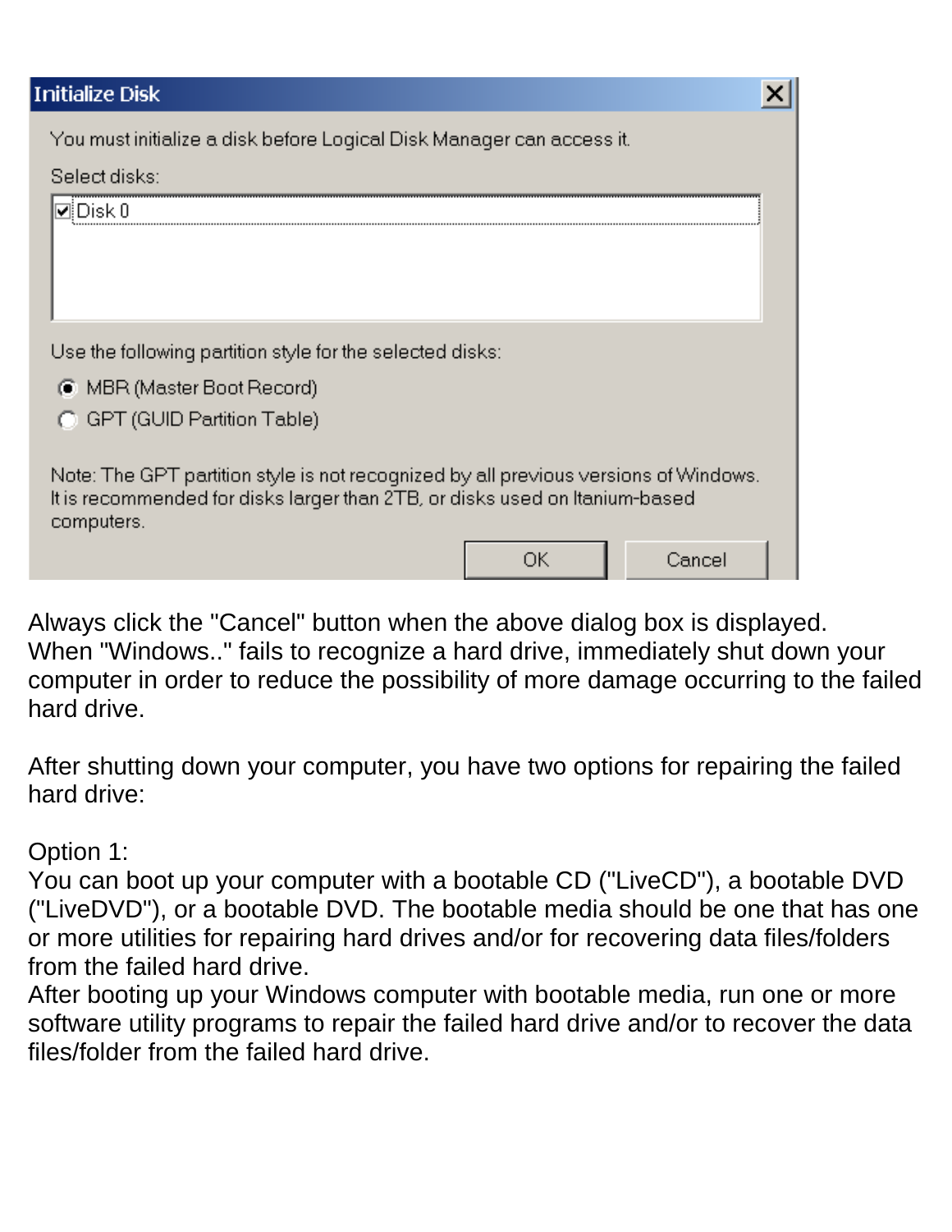**Initialize Disk**

You must initialize a disk before Logical Disk Manager can access it.

Select disks:

- [x] Disk 0

Use the following partition style for the selected disks:

- (•) MBR (Master Boot Record)
- ( ) GPT (GUID Partition Table)

Note: The GPT partition style is not recognized by all previous versions of Windows. It is recommended for disks larger than 2TB, or disks used on Itanium-based computers.

[OK] [Cancel]

Always click the "Cancel" button when the above dialog box is displayed.
When "Windows.." fails to recognize a hard drive, immediately shut down your computer in order to reduce the possibility of more damage occurring to the failed hard drive.

After shutting down your computer, you have two options for repairing the failed hard drive:

Option 1:
You can boot up your computer with a bootable CD ("LiveCD"), a bootable DVD ("LiveDVD"), or a bootable DVD. The bootable media should be one that has one or more utilities for repairing hard drives and/or for recovering data files/folders from the failed hard drive.
After booting up your Windows computer with bootable media, run one or more software utility programs to repair the failed hard drive and/or to recover the data files/folder from the failed hard drive.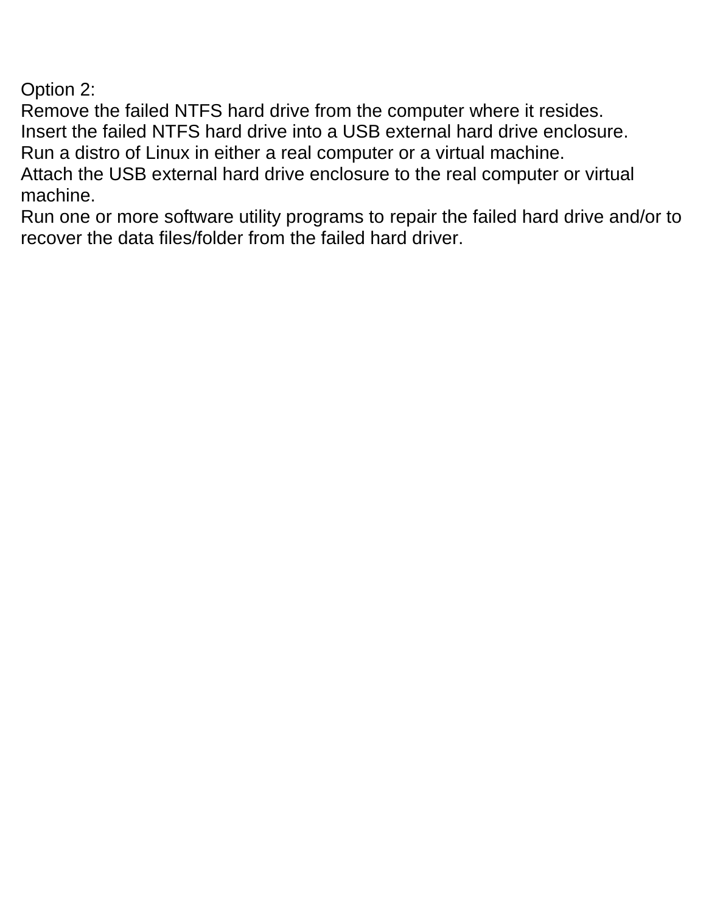Option 2:
Remove the failed NTFS hard drive from the computer where it resides.
Insert the failed NTFS hard drive into a USB external hard drive enclosure.
Run a distro of Linux in either a real computer or a virtual machine.
Attach the USB external hard drive enclosure to the real computer or virtual machine.
Run one or more software utility programs to repair the failed hard drive and/or to recover the data files/folder from the failed hard driver.